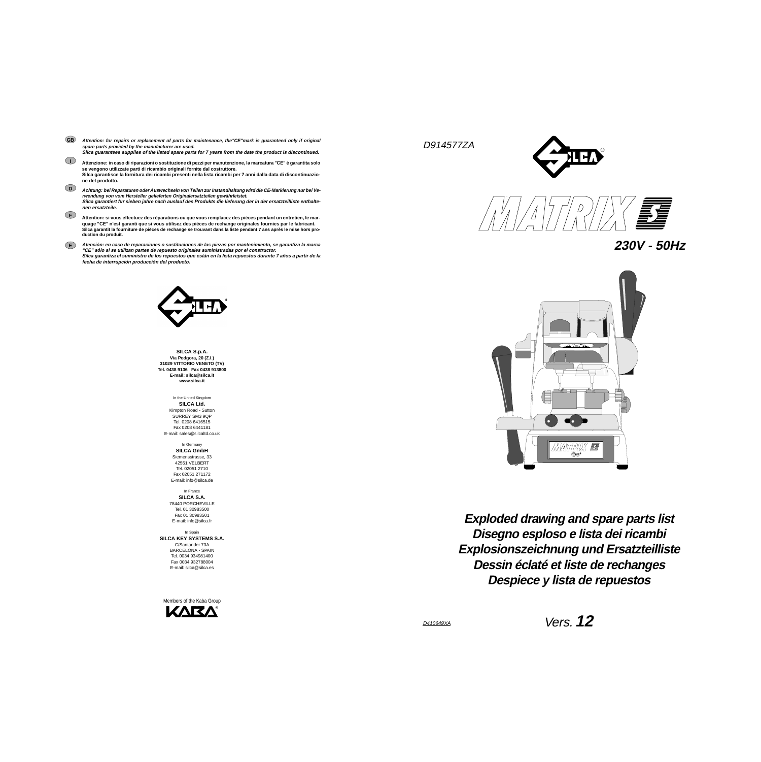**GB** *Attention: for repairs or replacement of parts for maintenance, the"CE"mark is guaranteed only if original spare parts provided by the manufacturer are used.*
*Silca guarantees supplies of the listed spare parts for 7 years from the date the product is discontinued.*

**I** **Attenzione: in caso di riparazioni o sostituzione di pezzi per manutenzione, la marcatura "CE" è garantita solo se vengono utilizzate parti di ricambio originali fornite dal costruttore.**
**Silca garantisce la fornitura dei ricambi presenti nella lista ricambi per 7 anni dalla data di discontinuazione del prodotto.**

**D** *Achtung: bei Reparaturen oder Auswechseln von Teilen zur Instandhaltung wird die CE-Markierung nur bei Verwendung von vom Hersteller gelieferten Originalersatzteilen gewährleistet.*
*Silca garantiert für sieben jahre nach auslauf des Produkts die lieferung der in der ersatzteilliste enthaltenen ersatzteile.*

**F** **Attention: si vous effectuez des réparations ou que vous remplacez des pièces pendant un entretien, le marquage "CE" n'est garanti que si vous utilisez des pièces de rechange originales fournies par le fabricant.**
**Silca garantit la fourniture de pièces de rechange se trouvant dans la liste pendant 7 ans après le mise hors production du produit.**

**E** *Atención: en caso de reparaciones o sustituciones de las piezas por mantenimiento, se garantiza la marca "CE" sólo si se utilizan partes de repuesto originales suministradas por el constructor.*
*Silca garantiza el suministro de los repuestos que están en la lista repuestos durante 7 años a partir de la fecha de interrupción producción del producto.*

**SILCA S.p.A.**
**Via Podgora, 20 (Z.I.)**
**31029 VITTORIO VENETO (TV)**
**Tel. 0438 9136 Fax 0438 913800**
**E-mail: silca@silca.it**
**www.silca.it**

In the United Kingdom
**SILCA Ltd.**
Kimpton Road - Sutton
SURREY SM3 9QP
Tel. 0208 6416515
Fax 0208 6441181
E-mail: sales@silcaltd.co.uk

In Germany
**SILCA GmbH**
Siemensstrasse, 33
42551 VELBERT
Tel. 02051 2710
Fax 02051 271172
E-mail: info@silca.de

In France
**SILCA S.A.**
78440 PORCHEVILLE
Tel. 01 30983500
Fax 01 30983501
E-mail: info@silca.fr

In Spain
**SILCA KEY SYSTEMS S.A.**
C/Santander 73A
BARCELONA - SPAIN
Tel. 0034 934981400
Fax 0034 932788004
E-mail: silca@silca.es

Members of the Kaba Group
KABA

*D914577ZA*

# MATRIX S

## *230V - 50Hz*

## *Exploded drawing and spare parts list*
## *Disegno esploso e lista dei ricambi*
## *Explosionszeichnung und Ersatzteilliste*
## *Dessin éclaté et liste de rechanges*
## *Despiece y lista de repuestos*

*D410649XA*

*Vers.* ***12***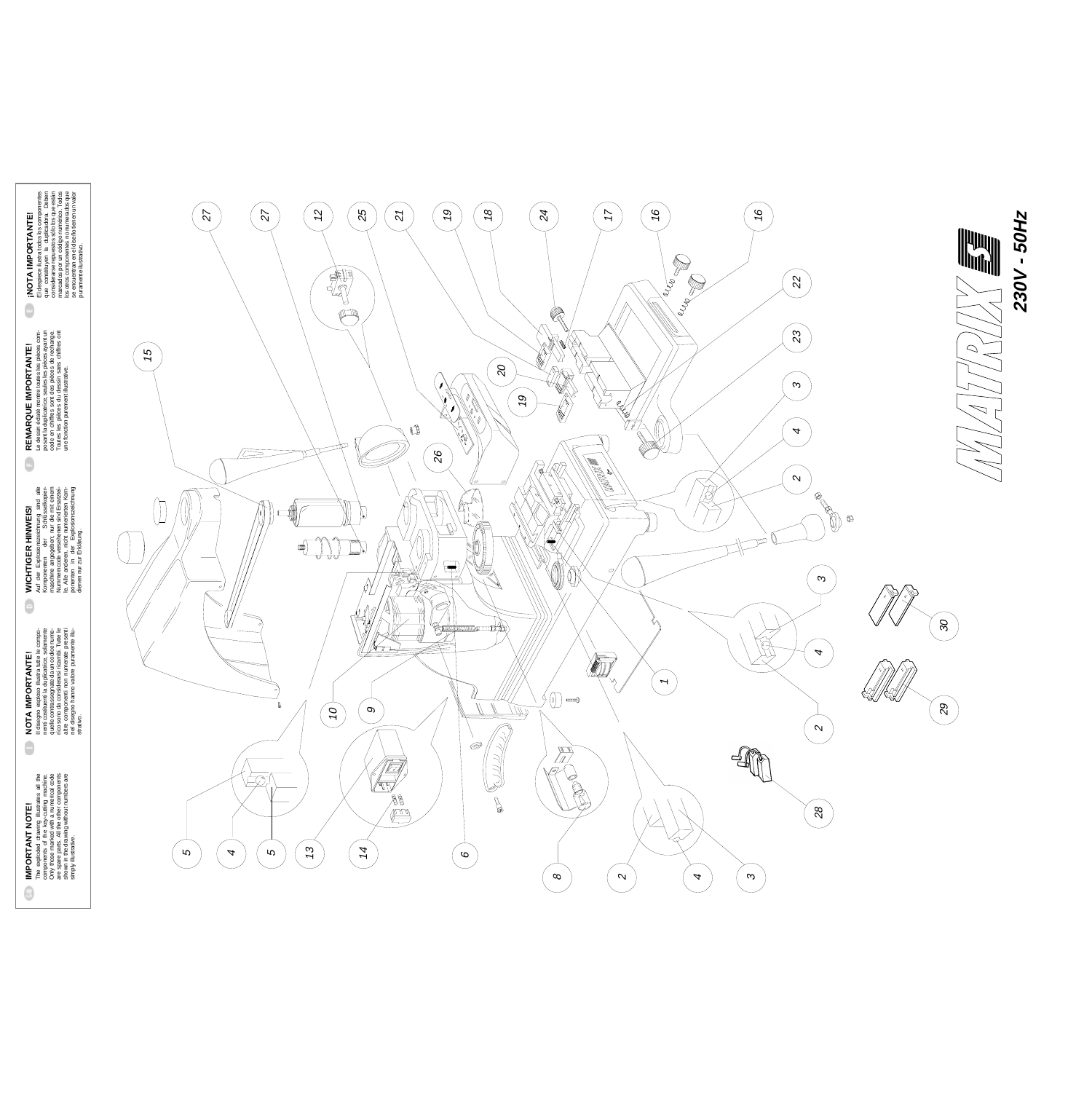**IMPORTANT NOTE!**
The exploded drawing illustrates all the components of the key-cutting machine. Only those marked with a numerical code are spare parts. All the other components shown in the drawing without numbers are simply illustrative.

**NOTA IMPORTANTE!**
Il disegno esploso illustra tutte le componenti costituenti la duplicatrice, solamente quelle contrassegnate da un codice numerico sono da considerarsi ricambi. Tutte le altre componenti non numerate presenti nel disegno hanno valore puramente illustrativo.

**WICHTIGER HINWEIS!**
Auf der Explosionszeichnung sind alle Komponenten der Schlüsselkopiermaschine angegeben; nur die mit einem Nummerncode versehenen sind Ersatzteile. Alle anderen, nicht numerierten Komponenten in der Explosionszeichnung dienen nur zur Erklärung.

**REMARQUE IMPORTANTE!**
Le dessin éclaté montre toutes les pièces composant la duplicatrice, seules les pièces ayant un code en chiffres sont des pièces de rechange. Toutes les pièces du dessin sans chiffres ont une fonction purement illustrative.

**¡NOTA IMPORTANTE!**
El despiece ilustra todos los componentes que constituyen la duplicadora. Deben considerarse repuestos sólo los que están marcados por un código numérico. Todos los otros componentes no numerados que se encuentran en el diseño tienen un valor puramente ilustrativo.

**MATRIX**

**230V - 50Hz**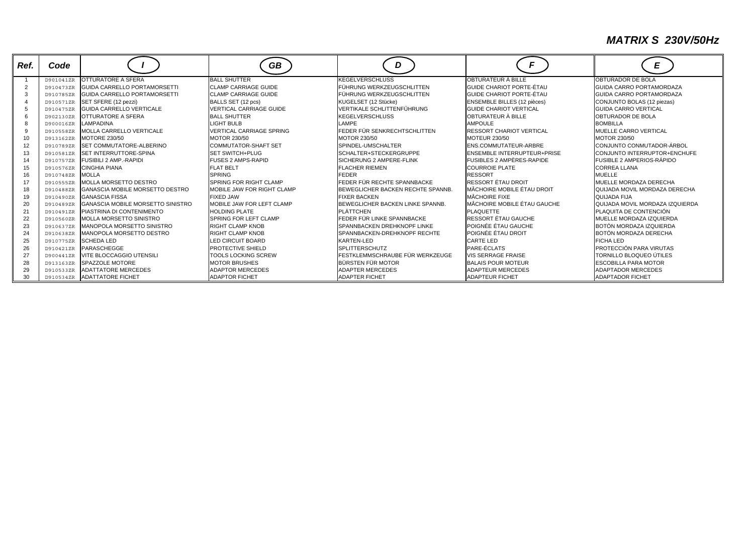## MATRIX S 230V/50Hz

| Ref. | Code | I | GB | D | F | E |
|---|---|---|---|---|---|---|
| 1 | D901041ZR | OTTURATORE A SFERA | BALL SHUTTER | KEGELVERSCHLUSS | OBTURATEUR À BILLE | OBTURADOR DE BOLA |
| 2 | D910473ZR | GUIDA CARRELLO PORTAMORSETTI | CLAMP CARRIAGE GUIDE | FÜHRUNG WERKZEUGSCHLITTEN | GUIDE CHARIOT PORTE-ÉTAU | GUIDA CARRO PORTAMORDAZA |
| 3 | D910785ZR | GUIDA CARRELLO PORTAMORSETTI | CLAMP CARRIAGE GUIDE | FÜHRUNG WERKZEUGSCHLITTEN | GUIDE CHARIOT PORTE-ÉTAU | GUIDA CARRO PORTAMORDAZA |
| 4 | D910571ZR | SET SFERE (12 pezzi) | BALLS SET (12 pcs) | KUGELSET (12 Stücke) | ENSEMBLE BILLES (12 pièces) | CONJUNTO BOLAS (12 piezas) |
| 5 | D910475ZR | GUIDA CARRELLO VERTICALE | VERTICAL CARRIAGE GUIDE | VERTIKALE SCHLITTENFÜHRUNG | GUIDE CHARIOT VERTICAL | GUIDA CARRO VERTICAL |
| 6 | D902130ZR | OTTURATORE A SFERA | BALL SHUTTER | KEGELVERSCHLUSS | OBTURATEUR À BILLE | OBTURADOR DE BOLA |
| 8 | D900016ZR | LAMPADINA | LIGHT BULB | LAMPE | AMPOULE | BOMBILLA |
| 9 | D910558ZR | MOLLA CARRELLO VERTICALE | VERTICAL CARRIAGE SPRING | FEDER FÜR SENKRECHTSCHLITTEN | RESSORT CHARIOT VERTICAL | MUELLE CARRO VERTICAL |
| 10 | D913162ZR | MOTORE 230/50 | MOTOR 230/50 | MOTOR 230/50 | MOTEUR 230/50 | MOTOR 230/50 |
| 12 | D910789ZR | SET COMMUTATORE-ALBERINO | COMMUTATOR-SHAFT SET | SPINDEL-UMSCHALTER | ENS.COMMUTATEUR-ARBRE | CONJUNTO CONMUTADOR-ÁRBOL |
| 13 | D910581ZR | SET INTERRUTTORE-SPINA | SET SWITCH+PLUG | SCHALTER+STECKERGRUPPE | ENSEMBLE INTERRUPTEUR+PRISE | CONJUNTO INTERRUPTOR+ENCHUFE |
| 14 | D910757ZR | FUSIBILI 2 AMP.-RAPIDI | FUSES 2 AMPS-RAPID | SICHERUNG 2 AMPERE-FLINK | FUSIBLES 2 AMPÈRES-RAPIDE | FUSIBLE 2 AMPERIOS-RÁPIDO |
| 15 | D910576ZR | CINGHIA PIANA | FLAT BELT | FLACHER RIEMEN | COURROIE PLATE | CORREA LLANA |
| 16 | D910748ZR | MOLLA | SPRING | FEDER | RESSORT | MUELLE |
| 17 | D910555ZR | MOLLA MORSETTO DESTRO | SPRING FOR RIGHT CLAMP | FEDER FÜR RECHTE SPANNBACKE | RESSORT ÉTAU DROIT | MUELLE MORDAZA DERECHA |
| 18 | D910488ZR | GANASCIA MOBILE MORSETTO DESTRO | MOBILE JAW FOR RIGHT CLAMP | BEWEGLICHER BACKEN RECHTE SPANNB. | MÂCHOIRE MOBILE ÉTAU DROIT | QUIJADA MOVIL MORDAZA DERECHA |
| 19 | D910490ZR | GANASCIA FISSA | FIXED JAW | FIXER BACKEN | MÂCHOIRE FIXE | QUIJADA FIJA |
| 20 | D910489ZR | GANASCIA MOBILE MORSETTO SINISTRO | MOBILE JAW FOR LEFT CLAMP | BEWEGLICHER BACKEN LINKE SPANNB. | MÂCHOIRE MOBILE ÉTAU GAUCHE | QUIJADA MOVIL MORDAZA IZQUIERDA |
| 21 | D910491ZR | PIASTRINA DI CONTENIMENTO | HOLDING PLATE | PLÄTTCHEN | PLAQUETTE | PLAQUITA DE CONTENCIÓN |
| 22 | D910560ZR | MOLLA MORSETTO SINISTRO | SPRING FOR LEFT CLAMP | FEDER FÜR LINKE SPANNBACKE | RESSORT ÉTAU GAUCHE | MUELLE MORDAZA IZQUIERDA |
| 23 | D910637ZR | MANOPOLA MORSETTO SINISTRO | RIGHT CLAMP KNOB | SPANNBACKEN DREHKNOPF LINKE | POIGNÉE ÉTAU GAUCHE | BOTÓN MORDAZA IZQUIERDA |
| 24 | D910638ZR | MANOPOLA MORSETTO DESTRO | RIGHT CLAMP KNOB | SPANNBACKEN-DREHKNOPF RECHTE | POIGNÉE ÉTAU DROIT | BOTÓN MORDAZA DERECHA |
| 25 | D910775ZR | SCHEDA LED | LED CIRCUIT BOARD | KARTEN-LED | CARTE LED | FICHA LED |
| 26 | D910421ZR | PARASCHEGGE | PROTECTIVE SHIELD | SPLITTERSCHUTZ | PARE-ÉCLATS | PROTECCIÓN PARA VIRUTAS |
| 27 | D900441ZR | VITE BLOCCAGGIO UTENSILI | TOOLS LOCKING SCREW | FESTKLEMMSCHRAUBE FÜR WERKZEUGE | VIS SERRAGE FRAISE | TORNILLO BLOQUEO ÚTILES |
| 28 | D913163ZR | SPAZZOLE MOTORE | MOTOR BRUSHES | BÜRSTEN FÜR MOTOR | BALAIS POUR MOTEUR | ESCOBILLA PARA MOTOR |
| 29 | D910533ZR | ADATTATORE MERCEDES | ADAPTOR MERCEDES | ADAPTER MERCEDES | ADAPTEUR MERCEDES | ADAPTADOR MERCEDES |
| 30 | D910534ZR | ADATTATORE FICHET | ADAPTOR FICHET | ADAPTER FICHET | ADAPTEUR FICHET | ADAPTADOR FICHET |